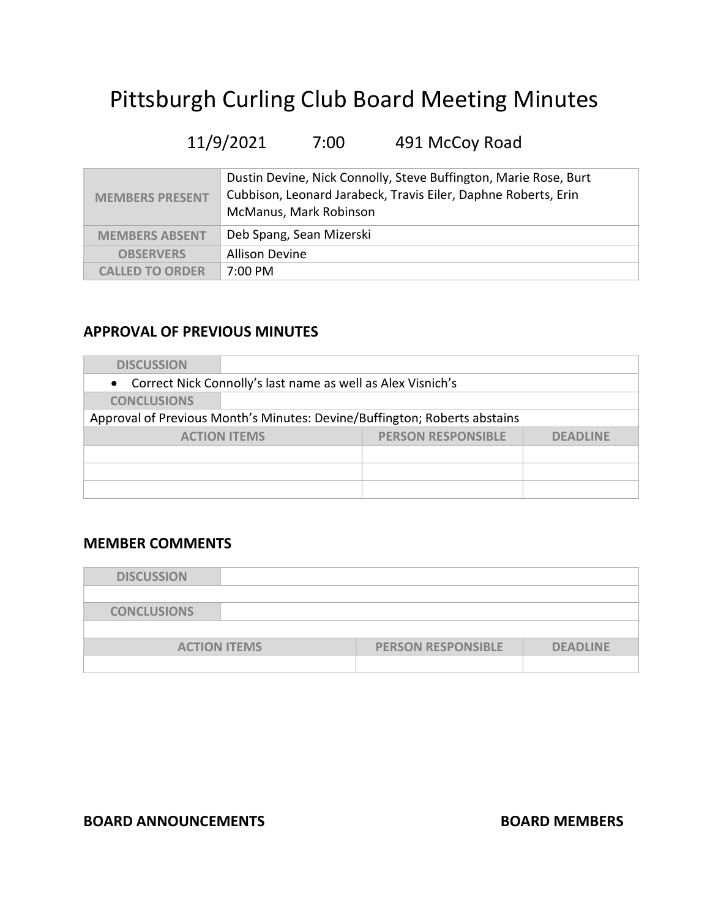# Pittsburgh Curling Club Board Meeting Minutes

11/9/2021 7:00 491 McCoy Road

| | |
|---|---|
| **MEMBERS PRESENT** | Dustin Devine, Nick Connolly, Steve Buffington, Marie Rose, Burt Cubbison, Leonard Jarabeck, Travis Eiler, Daphne Roberts, Erin McManus, Mark Robinson |
| **MEMBERS ABSENT** | Deb Spang, Sean Mizerski |
| **OBSERVERS** | Allison Devine |
| **CALLED TO ORDER** | 7:00 PM |

## APPROVAL OF PREVIOUS MINUTES

| **DISCUSSION** | | |
|---|---|---|
| • Correct Nick Connolly's last name as well as Alex Visnich's | | |
| **CONCLUSIONS** | | |
| Approval of Previous Month's Minutes: Devine/Buffington; Roberts abstains | | |
| **ACTION ITEMS** | **PERSON RESPONSIBLE** | **DEADLINE** |
| | | |
| | | |
| | | |

## MEMBER COMMENTS

| **DISCUSSION** | | |
|---|---|---|
| | | |
| **CONCLUSIONS** | | |
| | | |
| **ACTION ITEMS** | **PERSON RESPONSIBLE** | **DEADLINE** |
| | | |

## BOARD ANNOUNCEMENTS BOARD MEMBERS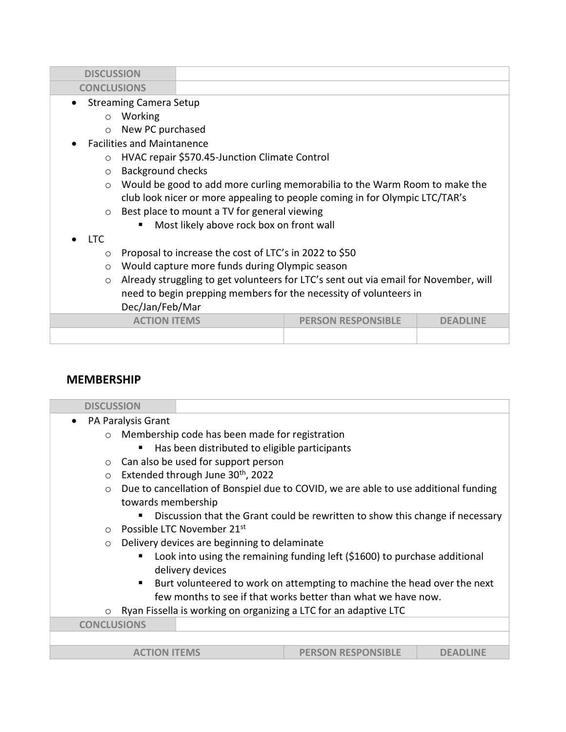| DISCUSSION | |
|---|---|
| CONCLUSIONS | |

- Streaming Camera Setup
  - Working
  - New PC purchased
- Facilities and Maintanence
  - HVAC repair $570.45-Junction Climate Control
  - Background checks
  - Would be good to add more curling memorabilia to the Warm Room to make the club look nicer or more appealing to people coming in for Olympic LTC/TAR's
  - Best place to mount a TV for general viewing
    - Most likely above rock box on front wall
- LTC
  - Proposal to increase the cost of LTC's in 2022 to $50
  - Would capture more funds during Olympic season
  - Already struggling to get volunteers for LTC's sent out via email for November, will need to begin prepping members for the necessity of volunteers in Dec/Jan/Feb/Mar

| ACTION ITEMS | PERSON RESPONSIBLE | DEADLINE |
|---|---|---|
| | | |

## MEMBERSHIP

| DISCUSSION | |
|---|---|

- PA Paralysis Grant
  - Membership code has been made for registration
    - Has been distributed to eligible participants
  - Can also be used for support person
  - Extended through June 30th, 2022
  - Due to cancellation of Bonspiel due to COVID, we are able to use additional funding towards membership
    - Discussion that the Grant could be rewritten to show this change if necessary
  - Possible LTC November 21st
  - Delivery devices are beginning to delaminate
    - Look into using the remaining funding left ($1600) to purchase additional delivery devices
    - Burt volunteered to work on attempting to machine the head over the next few months to see if that works better than what we have now.
  - Ryan Fissella is working on organizing a LTC for an adaptive LTC

| CONCLUSIONS | |
|---|---|
| | |

| ACTION ITEMS | PERSON RESPONSIBLE | DEADLINE |
|---|---|---|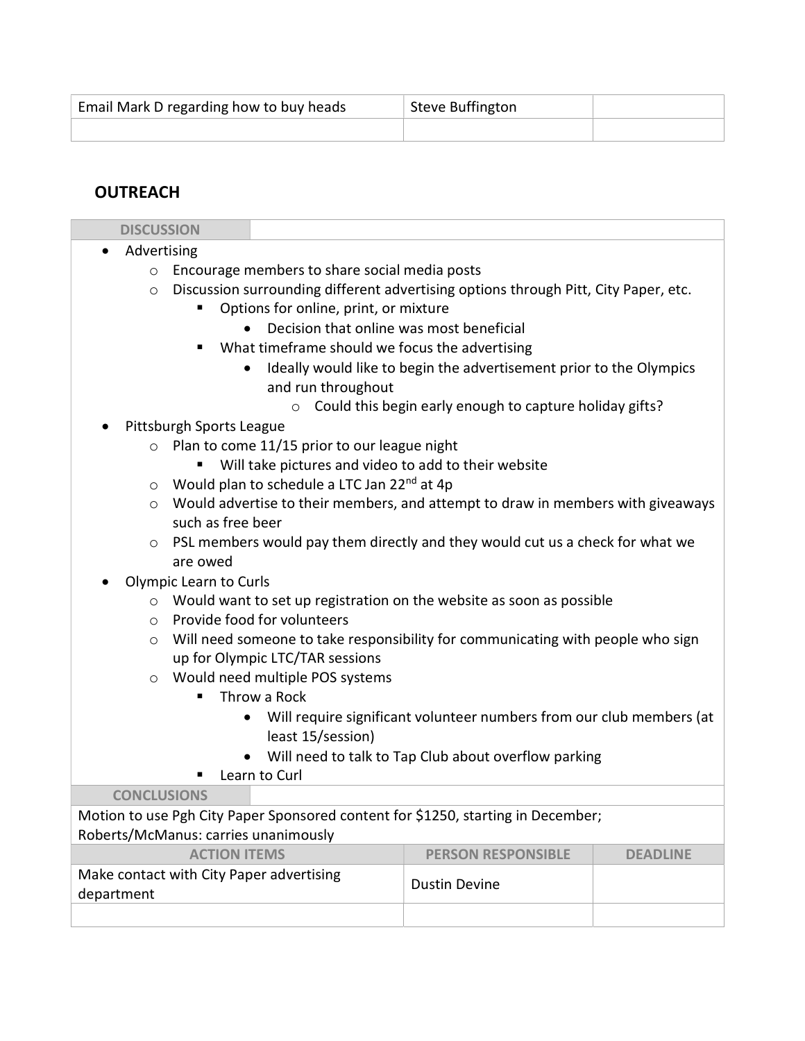| Email Mark D regarding how to buy heads | Steve Buffington | |
|---|---|---|
| | | |

## OUTREACH

**DISCUSSION**

- Advertising
  - Encourage members to share social media posts
  - Discussion surrounding different advertising options through Pitt, City Paper, etc.
    - Options for online, print, or mixture
      - Decision that online was most beneficial
    - What timeframe should we focus the advertising
      - Ideally would like to begin the advertisement prior to the Olympics and run throughout
        - Could this begin early enough to capture holiday gifts?
- Pittsburgh Sports League
  - Plan to come 11/15 prior to our league night
    - Will take pictures and video to add to their website
  - Would plan to schedule a LTC Jan 22nd at 4p
  - Would advertise to their members, and attempt to draw in members with giveaways such as free beer
  - PSL members would pay them directly and they would cut us a check for what we are owed
- Olympic Learn to Curls
  - Would want to set up registration on the website as soon as possible
  - Provide food for volunteers
  - Will need someone to take responsibility for communicating with people who sign up for Olympic LTC/TAR sessions
  - Would need multiple POS systems
    - Throw a Rock
      - Will require significant volunteer numbers from our club members (at least 15/session)
      - Will need to talk to Tap Club about overflow parking
    - Learn to Curl

**CONCLUSIONS**

Motion to use Pgh City Paper Sponsored content for $1250, starting in December;
Roberts/McManus: carries unanimously

| ACTION ITEMS | PERSON RESPONSIBLE | DEADLINE |
|---|---|---|
| Make contact with City Paper advertising department | Dustin Devine | |
| | | |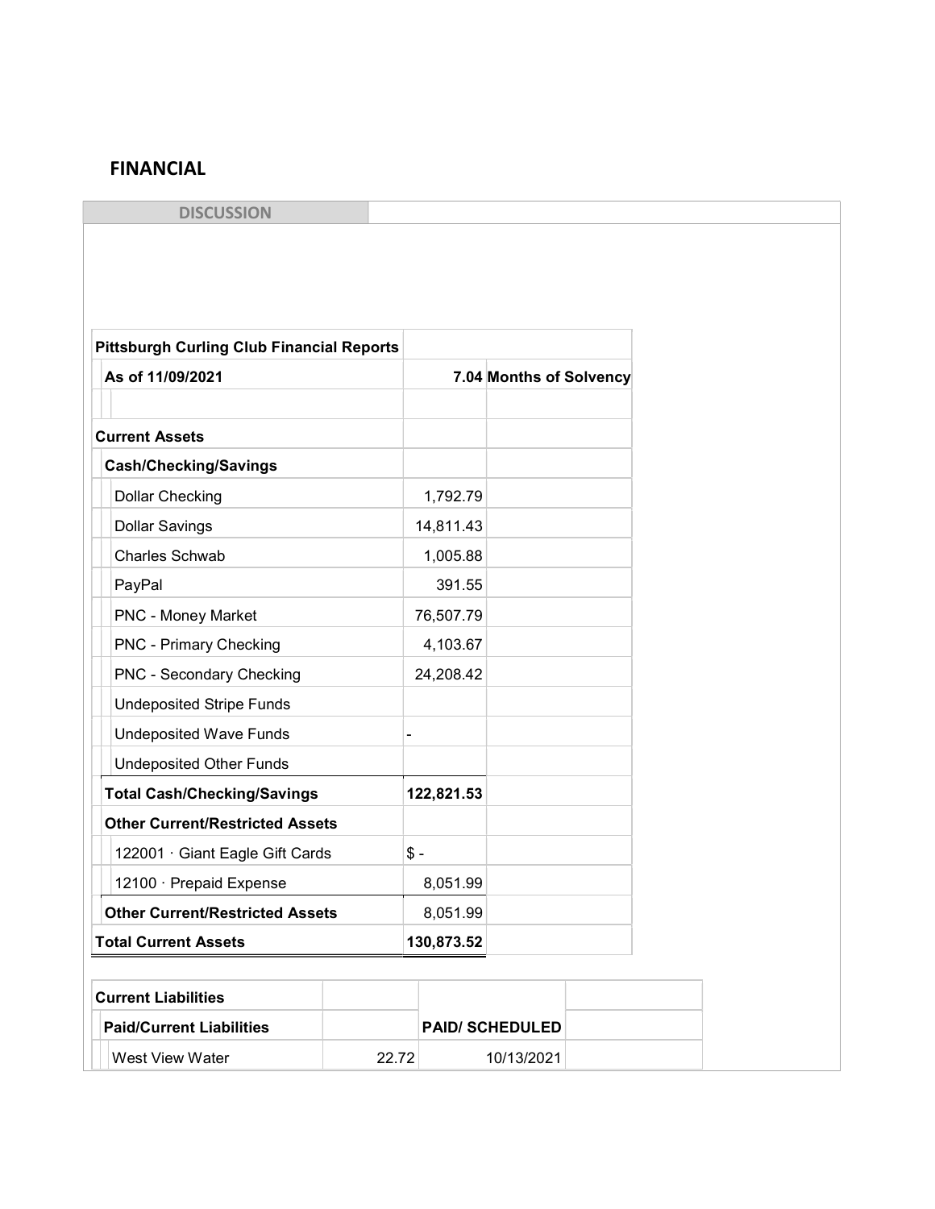## FINANCIAL

**DISCUSSION**

| Pittsburgh Curling Club Financial Reports | | |
|---|---|---|
| As of 11/09/2021 | | 7.04 Months of Solvency |
| | | |
| **Current Assets** | | |
| **Cash/Checking/Savings** | | |
| Dollar Checking | 1,792.79 | |
| Dollar Savings | 14,811.43 | |
| Charles Schwab | 1,005.88 | |
| PayPal | 391.55 | |
| PNC - Money Market | 76,507.79 | |
| PNC - Primary Checking | 4,103.67 | |
| PNC - Secondary Checking | 24,208.42 | |
| Undeposited Stripe Funds | | |
| Undeposited Wave Funds | - | |
| Undeposited Other Funds | | |
| **Total Cash/Checking/Savings** | **122,821.53** | |
| **Other Current/Restricted Assets** | | |
| 122001 · Giant Eagle Gift Cards | $ - | |
| 12100 · Prepaid Expense | 8,051.99 | |
| **Other Current/Restricted Assets** | 8,051.99 | |
| **Total Current Assets** | **130,873.52** | |

| Current Liabilities | | | |
|---|---|---|---|
| **Paid/Current Liabilities** | | **PAID/ SCHEDULED** | |
| West View Water | 22.72 | 10/13/2021 | |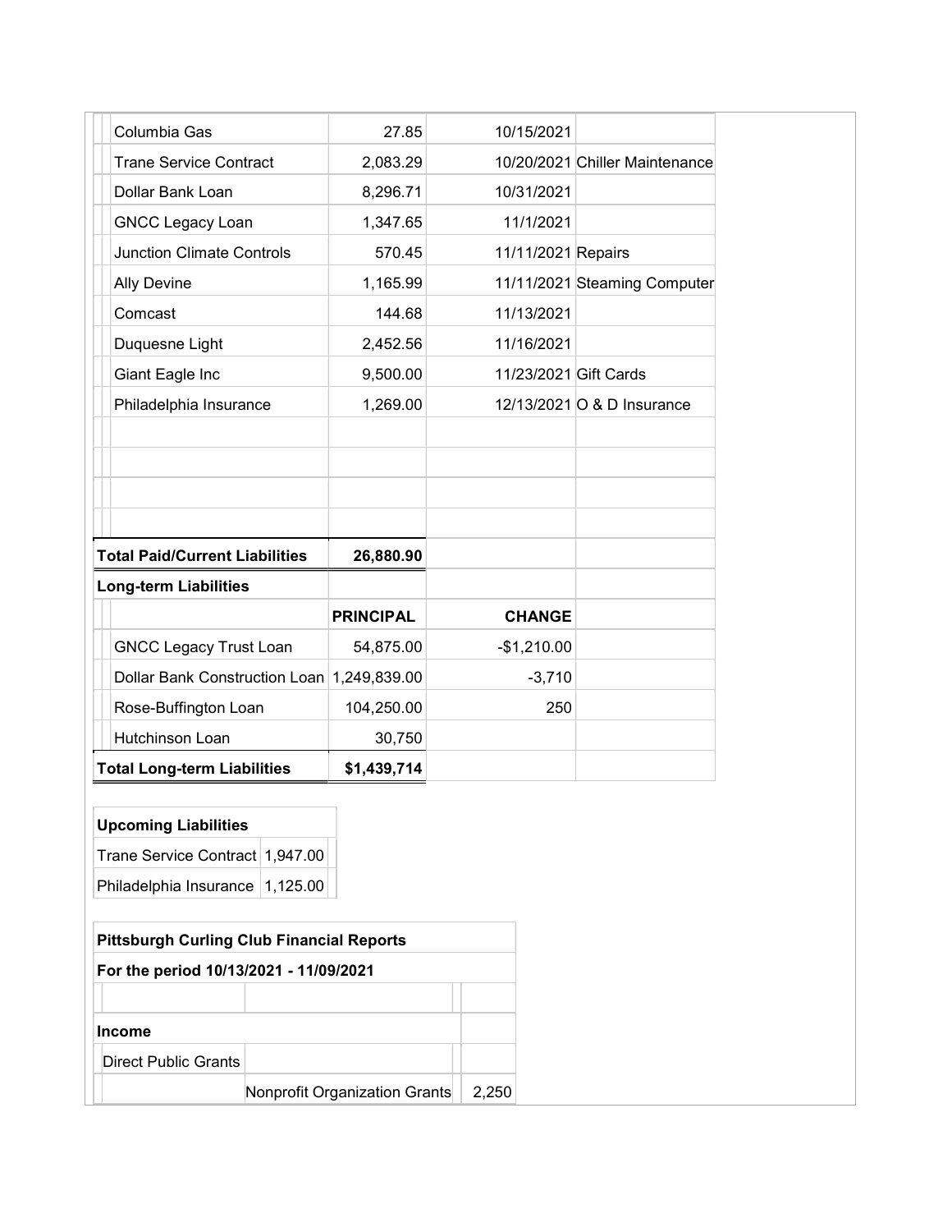| | | | |
|---|---|---|---|
| Columbia Gas | 27.85 | 10/15/2021 | |
| Trane Service Contract | 2,083.29 | 10/20/2021 | Chiller Maintenance |
| Dollar Bank Loan | 8,296.71 | 10/31/2021 | |
| GNCC Legacy Loan | 1,347.65 | 11/1/2021 | |
| Junction Climate Controls | 570.45 | 11/11/2021 | Repairs |
| Ally Devine | 1,165.99 | 11/11/2021 | Steaming Computer |
| Comcast | 144.68 | 11/13/2021 | |
| Duquesne Light | 2,452.56 | 11/16/2021 | |
| Giant Eagle Inc | 9,500.00 | 11/23/2021 | Gift Cards |
| Philadelphia Insurance | 1,269.00 | 12/13/2021 | O & D Insurance |
| | | | |
| | | | |
| | | | |
| | | | |
| **Total Paid/Current Liabilities** | **26,880.90** | | |
| **Long-term Liabilities** | | | |
| | **PRINCIPAL** | **CHANGE** | |
| GNCC Legacy Trust Loan | 54,875.00 | -$1,210.00 | |
| Dollar Bank Construction Loan | 1,249,839.00 | -3,710 | |
| Rose-Buffington Loan | 104,250.00 | 250 | |
| Hutchinson Loan | 30,750 | | |
| **Total Long-term Liabilities** | **$1,439,714** | | |

| **Upcoming Liabilities** | |
|---|---|
| Trane Service Contract | 1,947.00 |
| Philadelphia Insurance | 1,125.00 |

| **Pittsburgh Curling Club Financial Reports** | | |
|---|---|---|
| **For the period 10/13/2021 - 11/09/2021** | | |
| | | |
| **Income** | | |
| Direct Public Grants | | |
| | Nonprofit Organization Grants | 2,250 |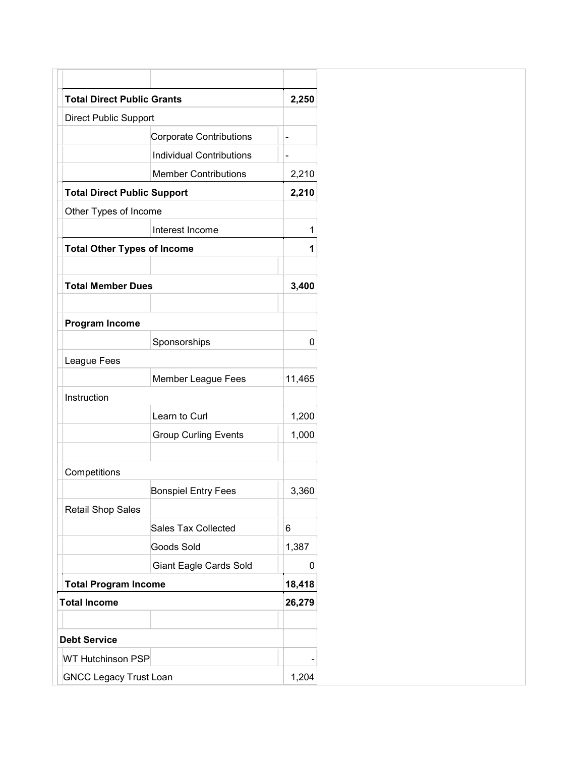| | | |
|---|---|---|
| **Total Direct Public Grants** | | **2,250** |
| Direct Public Support | | |
| | Corporate Contributions | - |
| | Individual Contributions | - |
| | Member Contributions | 2,210 |
| **Total Direct Public Support** | | **2,210** |
| Other Types of Income | | |
| | Interest Income | 1 |
| **Total Other Types of Income** | | **1** |
| | | |
| **Total Member Dues** | | **3,400** |
| | | |
| **Program Income** | | |
| | Sponsorships | 0 |
| League Fees | | |
| | Member League Fees | 11,465 |
| Instruction | | |
| | Learn to Curl | 1,200 |
| | Group Curling Events | 1,000 |
| | | |
| Competitions | | |
| | Bonspiel Entry Fees | 3,360 |
| Retail Shop Sales | | |
| | Sales Tax Collected | 6 |
| | Goods Sold | 1,387 |
| | Giant Eagle Cards Sold | 0 |
| **Total Program Income** | | **18,418** |
| **Total Income** | | **26,279** |
| | | |
| **Debt Service** | | |
| WT Hutchinson PSP | | - |
| GNCC Legacy Trust Loan | | 1,204 |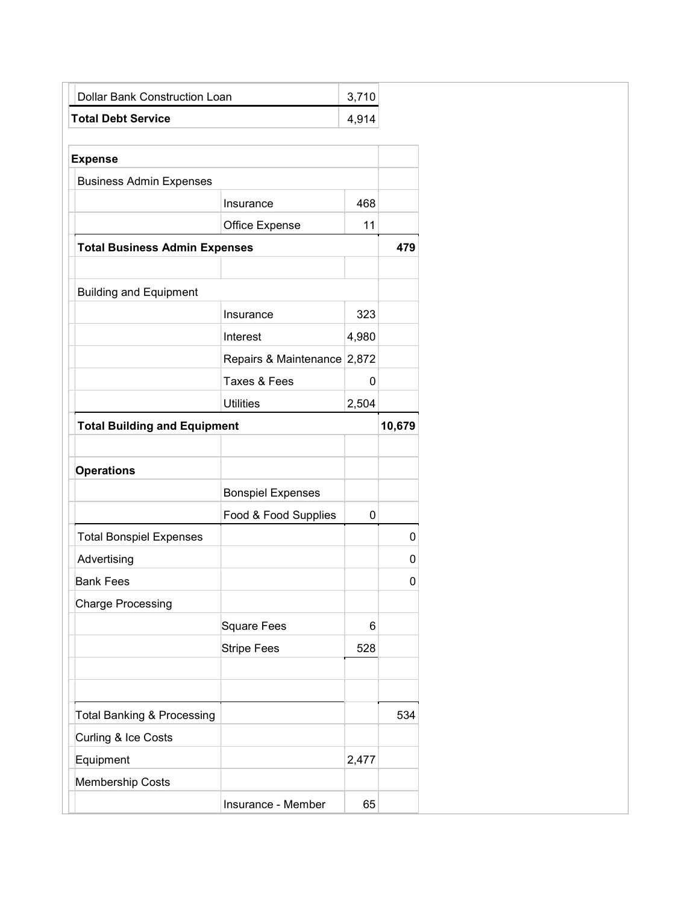| | |
|---|---|
| Dollar Bank Construction Loan | 3,710 |
| **Total Debt Service** | 4,914 |

| **Expense** | | | |
|---|---|---|---|
| Business Admin Expenses | | | |
| | Insurance | 468 | |
| | Office Expense | 11 | |
| **Total Business Admin Expenses** | | | **479** |
| | | | |
| Building and Equipment | | | |
| | Insurance | 323 | |
| | Interest | 4,980 | |
| | Repairs & Maintenance | 2,872 | |
| | Taxes & Fees | 0 | |
| | Utilities | 2,504 | |
| **Total Building and Equipment** | | | **10,679** |
| | | | |
| **Operations** | | | |
| | Bonspiel Expenses | | |
| | Food & Food Supplies | 0 | |
| Total Bonspiel Expenses | | | 0 |
| Advertising | | | 0 |
| Bank Fees | | | 0 |
| Charge Processing | | | |
| | Square Fees | 6 | |
| | Stripe Fees | 528 | |
| | | | |
| | | | |
| Total Banking & Processing | | | 534 |
| Curling & Ice Costs | | | |
| Equipment | | 2,477 | |
| Membership Costs | | | |
| | Insurance - Member | 65 | |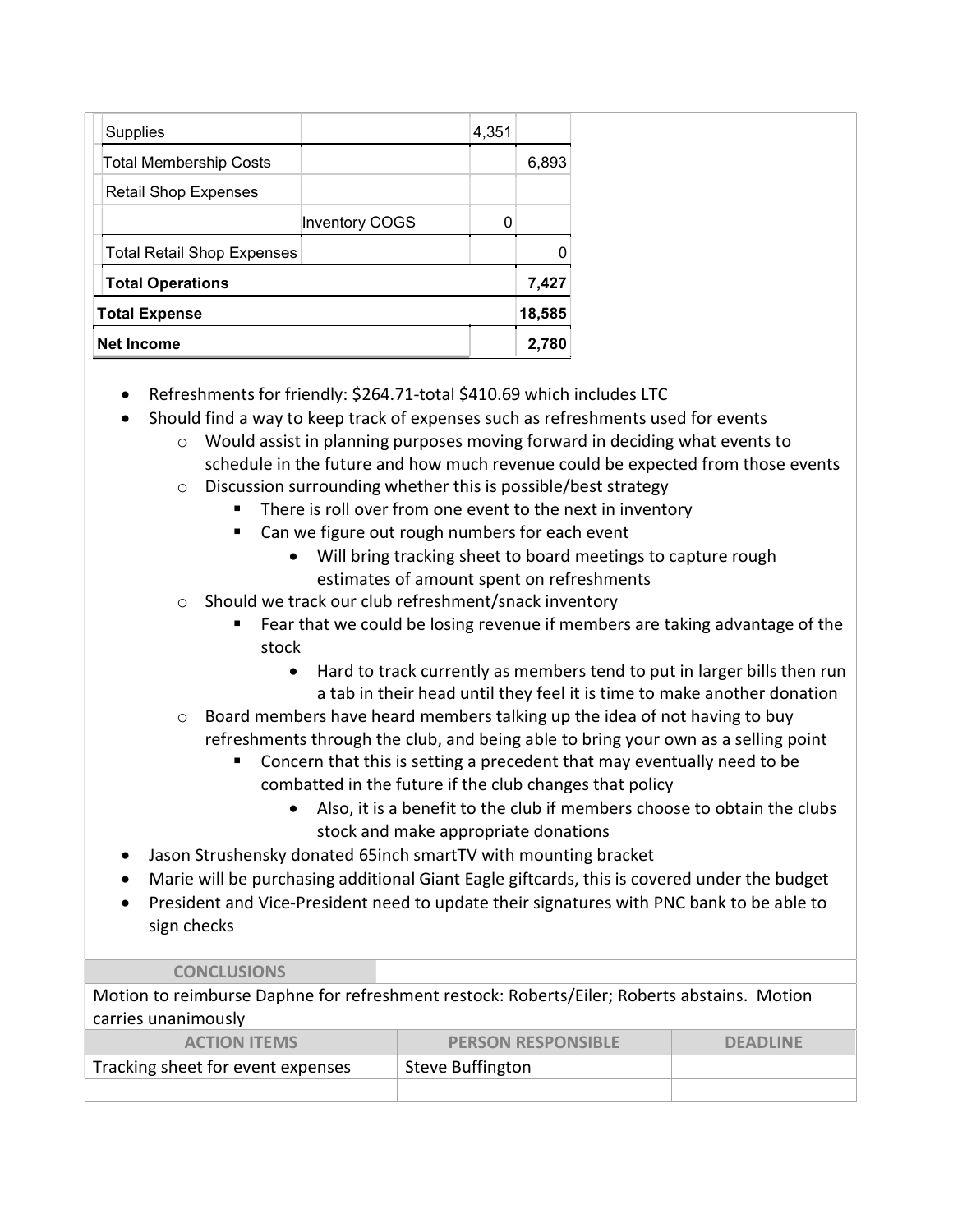| | | | |
|---|---|---|---|
| Supplies | | 4,351 | |
| Total Membership Costs | | | 6,893 |
| Retail Shop Expenses | | | |
| | Inventory COGS | 0 | |
| Total Retail Shop Expenses | | | 0 |
| **Total Operations** | | | **7,427** |
| **Total Expense** | | | **18,585** |
| **Net Income** | | | **2,780** |

- Refreshments for friendly: $264.71-total $410.69 which includes LTC
- Should find a way to keep track of expenses such as refreshments used for events
  - Would assist in planning purposes moving forward in deciding what events to schedule in the future and how much revenue could be expected from those events
  - Discussion surrounding whether this is possible/best strategy
    - There is roll over from one event to the next in inventory
    - Can we figure out rough numbers for each event
      - Will bring tracking sheet to board meetings to capture rough estimates of amount spent on refreshments
  - Should we track our club refreshment/snack inventory
    - Fear that we could be losing revenue if members are taking advantage of the stock
      - Hard to track currently as members tend to put in larger bills then run a tab in their head until they feel it is time to make another donation
  - Board members have heard members talking up the idea of not having to buy refreshments through the club, and being able to bring your own as a selling point
    - Concern that this is setting a precedent that may eventually need to be combatted in the future if the club changes that policy
      - Also, it is a benefit to the club if members choose to obtain the clubs stock and make appropriate donations
- Jason Strushensky donated 65inch smartTV with mounting bracket
- Marie will be purchasing additional Giant Eagle giftcards, this is covered under the budget
- President and Vice-President need to update their signatures with PNC bank to be able to sign checks

**CONCLUSIONS**

Motion to reimburse Daphne for refreshment restock: Roberts/Eiler; Roberts abstains. Motion carries unanimously

| ACTION ITEMS | PERSON RESPONSIBLE | DEADLINE |
|---|---|---|
| Tracking sheet for event expenses | Steve Buffington | |
| | | |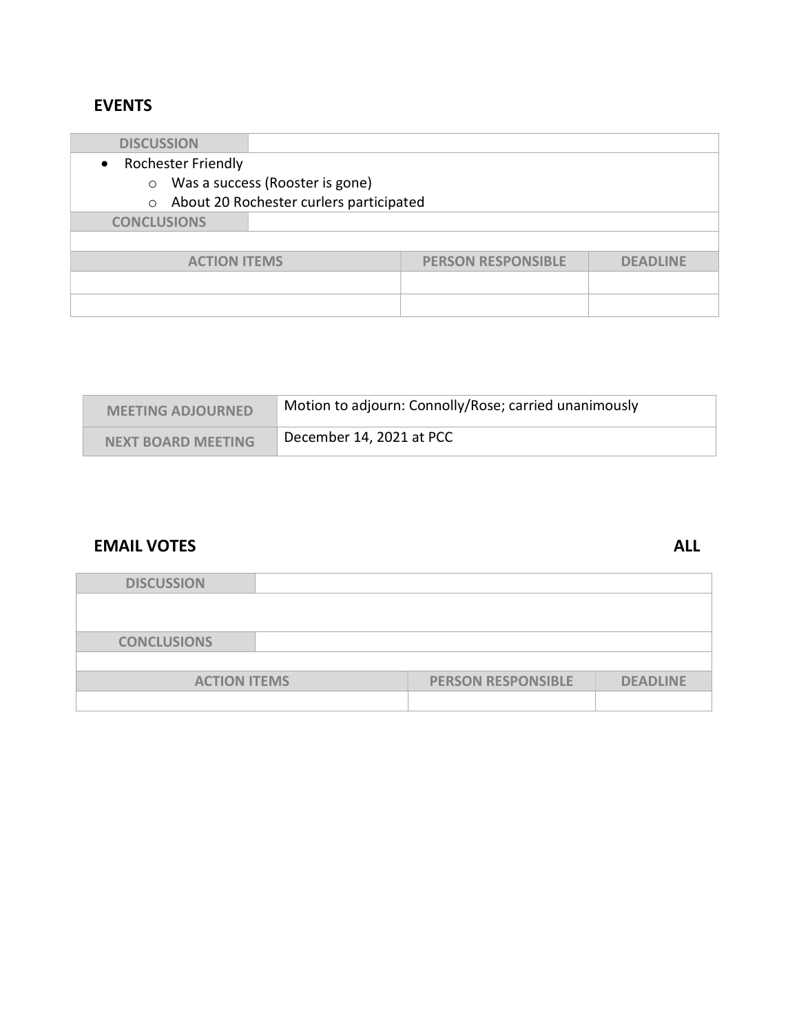## EVENTS

| DISCUSSION | | |
|---|---|---|
| • Rochester Friendly<br>  ○ Was a success (Rooster is gone)<br>  ○ About 20 Rochester curlers participated | | |
| **CONCLUSIONS** | | |
| | | |
| **ACTION ITEMS** | **PERSON RESPONSIBLE** | **DEADLINE** |
| | | |
| | | |

| | |
|---|---|
| MEETING ADJOURNED | Motion to adjourn: Connolly/Rose; carried unanimously |
| NEXT BOARD MEETING | December 14, 2021 at PCC |

## EMAIL VOTES ALL

| DISCUSSION | | |
|---|---|---|
| | | |
| **CONCLUSIONS** | | |
| | | |
| **ACTION ITEMS** | **PERSON RESPONSIBLE** | **DEADLINE** |
| | | |